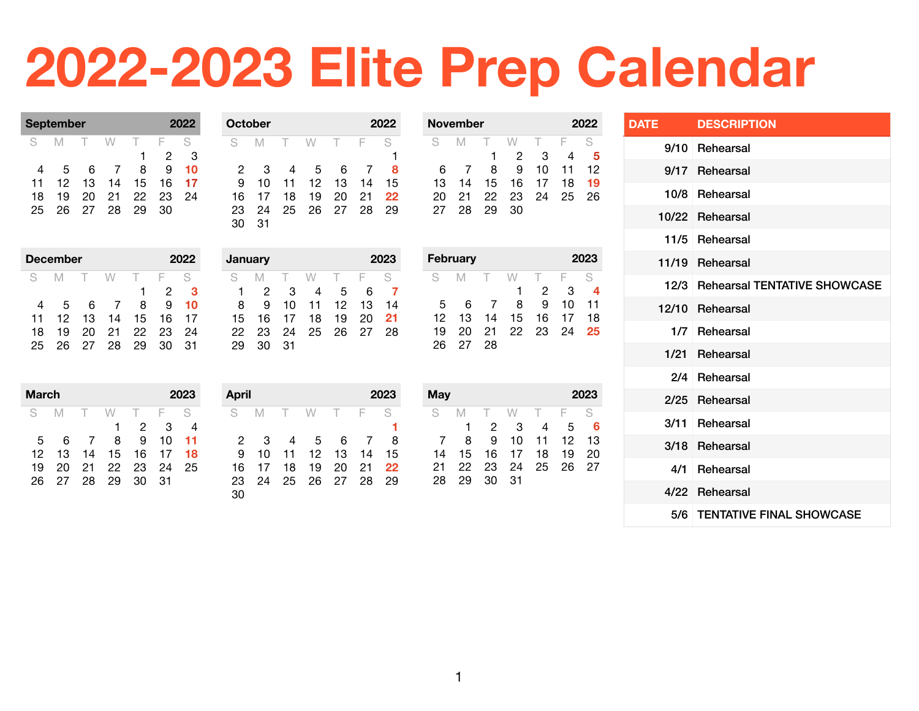# 2022-2023 Elite Prep Calendar

| September | | | | | | 2022 |
|---|---|---|---|---|---|---|
| S | M | T | W | T | F | S |
| | | | | 1 | 2 | 3 |
| 4 | 5 | 6 | 7 | 8 | 9 | **10** |
| 11 | 12 | 13 | 14 | 15 | 16 | **17** |
| 18 | 19 | 20 | 21 | 22 | 23 | 24 |
| 25 | 26 | 27 | 28 | 29 | 30 | |

| October | | | | | | 2022 |
|---|---|---|---|---|---|---|
| S | M | T | W | T | F | S |
| | | | | | | 1 |
| 2 | 3 | 4 | 5 | 6 | 7 | **8** |
| 9 | 10 | 11 | 12 | 13 | 14 | 15 |
| 16 | 17 | 18 | 19 | 20 | 21 | **22** |
| 23 | 24 | 25 | 26 | 27 | 28 | 29 |
| 30 | 31 | | | | | |

| November | | | | | | 2022 |
|---|---|---|---|---|---|---|
| S | M | T | W | T | F | S |
| | | 1 | 2 | 3 | 4 | **5** |
| 6 | 7 | 8 | 9 | 10 | 11 | 12 |
| 13 | 14 | 15 | 16 | 17 | 18 | **19** |
| 20 | 21 | 22 | 23 | 24 | 25 | 26 |
| 27 | 28 | 29 | 30 | | | |

| December | | | | | | 2022 |
|---|---|---|---|---|---|---|
| S | M | T | W | T | F | S |
| | | | | 1 | 2 | **3** |
| 4 | 5 | 6 | 7 | 8 | 9 | **10** |
| 11 | 12 | 13 | 14 | 15 | 16 | 17 |
| 18 | 19 | 20 | 21 | 22 | 23 | 24 |
| 25 | 26 | 27 | 28 | 29 | 30 | 31 |

| January | | | | | | 2023 |
|---|---|---|---|---|---|---|
| S | M | T | W | T | F | S |
| 1 | 2 | 3 | 4 | 5 | 6 | **7** |
| 8 | 9 | 10 | 11 | 12 | 13 | 14 |
| 15 | 16 | 17 | 18 | 19 | 20 | **21** |
| 22 | 23 | 24 | 25 | 26 | 27 | 28 |
| 29 | 30 | 31 | | | | |

| February | | | | | | 2023 |
|---|---|---|---|---|---|---|
| S | M | T | W | T | F | S |
| | | | 1 | 2 | 3 | **4** |
| 5 | 6 | 7 | 8 | 9 | 10 | 11 |
| 12 | 13 | 14 | 15 | 16 | 17 | 18 |
| 19 | 20 | 21 | 22 | 23 | 24 | **25** |
| 26 | 27 | 28 | | | | |

| March | | | | | | 2023 |
|---|---|---|---|---|---|---|
| S | M | T | W | T | F | S |
| | | | 1 | 2 | 3 | 4 |
| 5 | 6 | 7 | 8 | 9 | 10 | **11** |
| 12 | 13 | 14 | 15 | 16 | 17 | **18** |
| 19 | 20 | 21 | 22 | 23 | 24 | 25 |
| 26 | 27 | 28 | 29 | 30 | 31 | |

| April | | | | | | 2023 |
|---|---|---|---|---|---|---|
| S | M | T | W | T | F | S |
| | | | | | | **1** |
| 2 | 3 | 4 | 5 | 6 | 7 | 8 |
| 9 | 10 | 11 | 12 | 13 | 14 | 15 |
| 16 | 17 | 18 | 19 | 20 | 21 | **22** |
| 23 | 24 | 25 | 26 | 27 | 28 | 29 |
| 30 | | | | | | |

| May | | | | | | 2023 |
|---|---|---|---|---|---|---|
| S | M | T | W | T | F | S |
| | 1 | 2 | 3 | 4 | 5 | **6** |
| 7 | 8 | 9 | 10 | 11 | 12 | 13 |
| 14 | 15 | 16 | 17 | 18 | 19 | 20 |
| 21 | 22 | 23 | 24 | 25 | 26 | 27 |
| 28 | 29 | 30 | 31 | | | |

| DATE | DESCRIPTION |
|---|---|
| 9/10 | Rehearsal |
| 9/17 | Rehearsal |
| 10/8 | Rehearsal |
| 10/22 | Rehearsal |
| 11/5 | Rehearsal |
| 11/19 | Rehearsal |
| 12/3 | Rehearsal TENTATIVE SHOWCASE |
| 12/10 | Rehearsal |
| 1/7 | Rehearsal |
| 1/21 | Rehearsal |
| 2/4 | Rehearsal |
| 2/25 | Rehearsal |
| 3/11 | Rehearsal |
| 3/18 | Rehearsal |
| 4/1 | Rehearsal |
| 4/22 | Rehearsal |
| 5/6 | TENTATIVE FINAL SHOWCASE |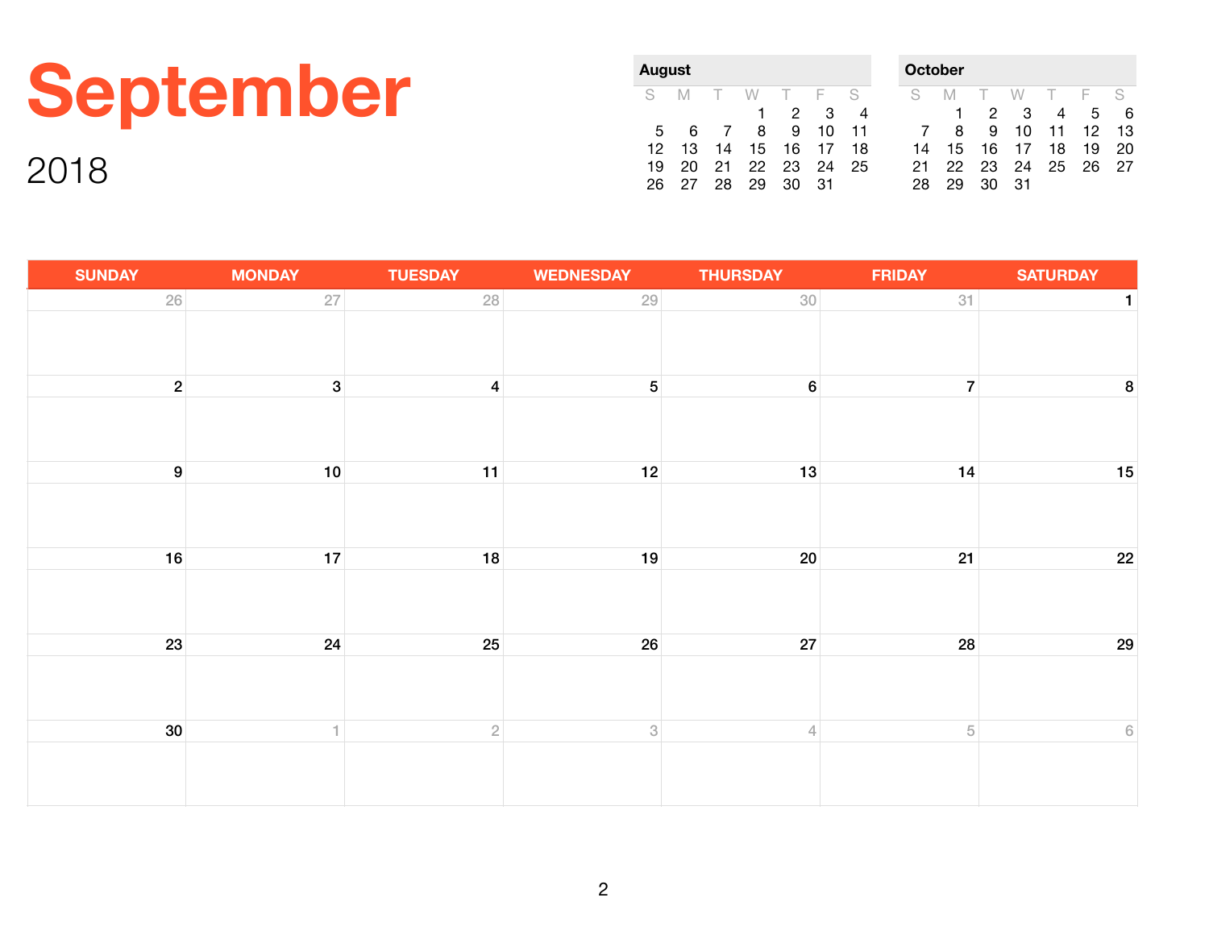# September

2018

**August**

| S | M | T | W | T | F | S |
|---|---|---|---|---|---|---|
| | | | 1 | 2 | 3 | 4 |
| 5 | 6 | 7 | 8 | 9 | 10 | 11 |
| 12 | 13 | 14 | 15 | 16 | 17 | 18 |
| 19 | 20 | 21 | 22 | 23 | 24 | 25 |
| 26 | 27 | 28 | 29 | 30 | 31 | |

**October**

| S | M | T | W | T | F | S |
|---|---|---|---|---|---|---|
| | 1 | 2 | 3 | 4 | 5 | 6 |
| 7 | 8 | 9 | 10 | 11 | 12 | 13 |
| 14 | 15 | 16 | 17 | 18 | 19 | 20 |
| 21 | 22 | 23 | 24 | 25 | 26 | 27 |
| 28 | 29 | 30 | 31 | | | |

| SUNDAY | MONDAY | TUESDAY | WEDNESDAY | THURSDAY | FRIDAY | SATURDAY |
|---|---|---|---|---|---|---|
| 26 | 27 | 28 | 29 | 30 | 31 | 1 |
| 2 | 3 | 4 | 5 | 6 | 7 | 8 |
| 9 | 10 | 11 | 12 | 13 | 14 | 15 |
| 16 | 17 | 18 | 19 | 20 | 21 | 22 |
| 23 | 24 | 25 | 26 | 27 | 28 | 29 |
| 30 | 1 | 2 | 3 | 4 | 5 | 6 |